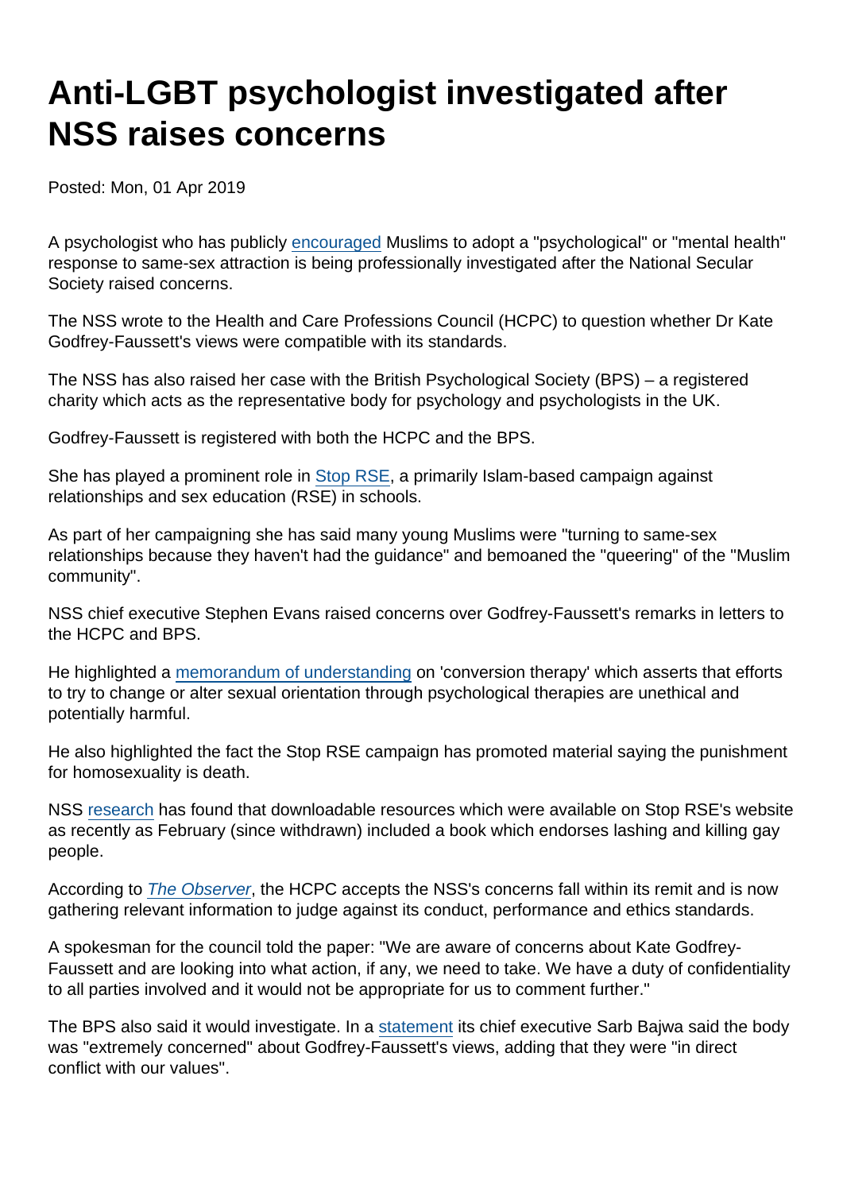# Anti-LGBT psychologist investigated after NSS raises concerns

Posted: Mon, 01 Apr 2019

A psychologist who has publicly encouraged Muslims to adopt a "psychological" or "mental health" response to same-sex attraction is being professionally investigated after the National Secular Society raised concerns.

The NSS wrote to the Health and Care Professions Council (HCPC) to question whether Dr Kate Godfrey-Faussett's views were compatible with its standards.

The NSS has also raised her case with the British Psychological Society (BPS) – a registered charity which acts as the representative body for psychology and psychologists in the UK.

Godfrey-Faussett is registered with both the HCPC and the BPS.

She has played a prominent role in Stop RSE, a primarily Islam-based campaign against relationships and sex education (RSE) in schools.

As part of her campaigning she has said many young Muslims were "turning to same-sex relationships because they haven't had the guidance" and bemoaned the "queering" of the "Muslim community".

NSS chief executive Stephen Evans raised concerns over Godfrey-Faussett's remarks in letters to the HCPC and BPS.

He highlighted a memorandum of understanding on 'conversion therapy' which asserts that efforts to try to change or alter sexual orientation through psychological therapies are unethical and potentially harmful.

He also highlighted the fact the Stop RSE campaign has promoted material saying the punishment for homosexuality is death.

NSS research has found that downloadable resources which were available on Stop RSE's website as recently as February (since withdrawn) included a book which endorses lashing and killing gay people.

According to *The Observer*, the HCPC accepts the NSS's concerns fall within its remit and is now gathering relevant information to judge against its conduct, performance and ethics standards.

A spokesman for the council told the paper: "We are aware of concerns about Kate Godfrey-Faussett and are looking into what action, if any, we need to take. We have a duty of confidentiality to all parties involved and it would not be appropriate for us to comment further."

The BPS also said it would investigate. In a statement its chief executive Sarb Bajwa said the body was "extremely concerned" about Godfrey-Faussett's views, adding that they were "in direct conflict with our values".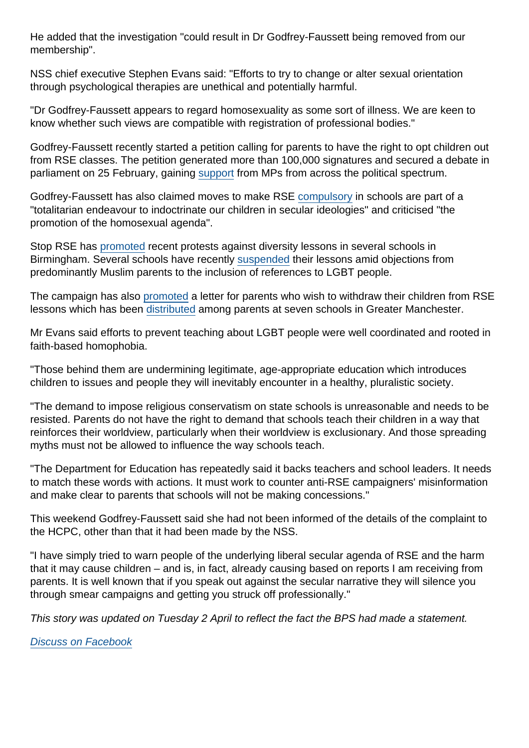He added that the investigation "could result in Dr Godfrey-Faussett being removed from our membership".

NSS chief executive Stephen Evans said: "Efforts to try to change or alter sexual orientation through psychological therapies are unethical and potentially harmful.

"Dr Godfrey-Faussett appears to regard homosexuality as some sort of illness. We are keen to know whether such views are compatible with registration of professional bodies."

Godfrey-Faussett recently started a petition calling for parents to have the right to opt children out from RSE classes. The petition generated more than 100,000 signatures and secured a debate in parliament on 25 February, gaining support from MPs from across the political spectrum.

Godfrey-Faussett has also claimed moves to make RSE compulsory in schools are part of a "totalitarian endeavour to indoctrinate our children in secular ideologies" and criticised "the promotion of the homosexual agenda".

Stop RSE has promoted recent protests against diversity lessons in several schools in Birmingham. Several schools have recently suspended their lessons amid objections from predominantly Muslim parents to the inclusion of references to LGBT people.

The campaign has also promoted a letter for parents who wish to withdraw their children from RSE lessons which has been distributed among parents at seven schools in Greater Manchester.

Mr Evans said efforts to prevent teaching about LGBT people were well coordinated and rooted in faith-based homophobia.

"Those behind them are undermining legitimate, age-appropriate education which introduces children to issues and people they will inevitably encounter in a healthy, pluralistic society.

"The demand to impose religious conservatism on state schools is unreasonable and needs to be resisted. Parents do not have the right to demand that schools teach their children in a way that reinforces their worldview, particularly when their worldview is exclusionary. And those spreading myths must not be allowed to influence the way schools teach.

"The Department for Education has repeatedly said it backs teachers and school leaders. It needs to match these words with actions. It must work to counter anti-RSE campaigners' misinformation and make clear to parents that schools will not be making concessions."

This weekend Godfrey-Faussett said she had not been informed of the details of the complaint to the HCPC, other than that it had been made by the NSS.

"I have simply tried to warn people of the underlying liberal secular agenda of RSE and the harm that it may cause children – and is, in fact, already causing based on reports I am receiving from parents. It is well known that if you speak out against the secular narrative they will silence you through smear campaigns and getting you struck off professionally."

*This story was updated on Tuesday 2 April to reflect the fact the BPS had made a statement.*

Discuss on Facebook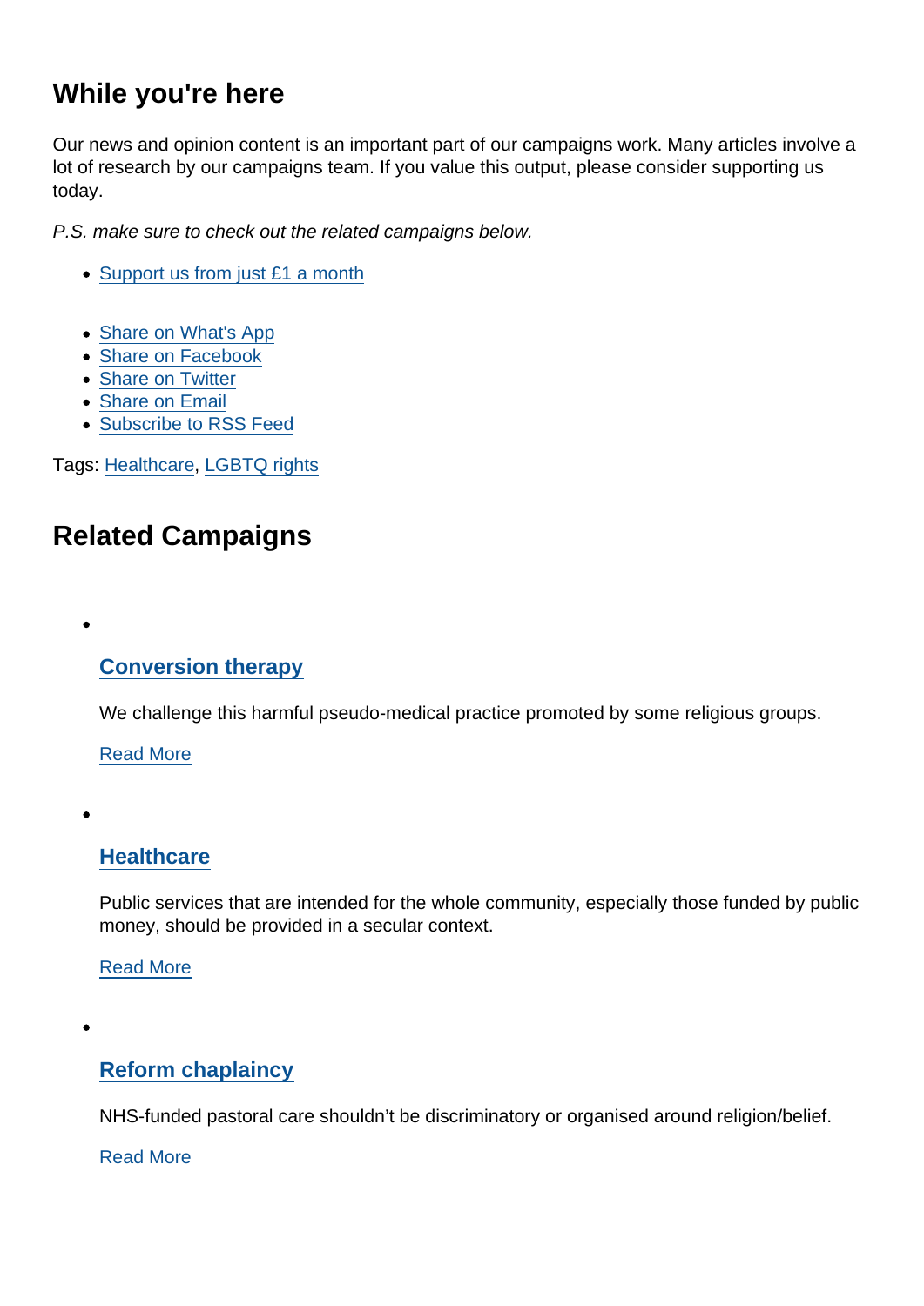## While you're here

Our news and opinion content is an important part of our campaigns work. Many articles involve a lot of research by our campaigns team. If you value this output, please consider supporting us today.

*P.S. make sure to check out the related campaigns below.*

- Support us from just £1 a month

- Share on What's App
- Share on Facebook
- Share on Twitter
- Share on Email
- Subscribe to RSS Feed

Tags: Healthcare, LGBTQ rights

## Related Campaigns

- ### Conversion therapy

  We challenge this harmful pseudo-medical practice promoted by some religious groups.

  Read More

- ### Healthcare

  Public services that are intended for the whole community, especially those funded by public money, should be provided in a secular context.

  Read More

- ### Reform chaplaincy

  NHS-funded pastoral care shouldn't be discriminatory or organised around religion/belief.

  Read More